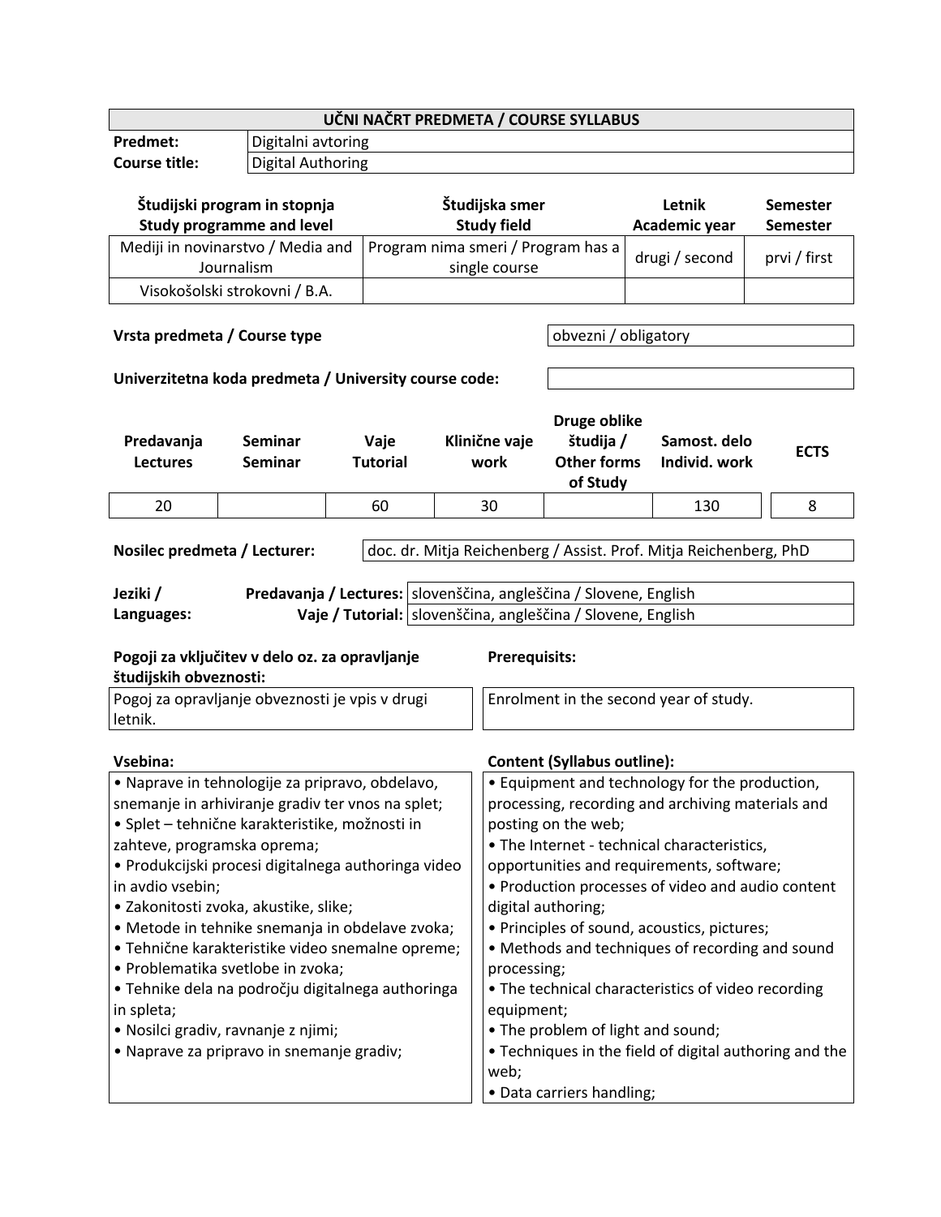# UČNI NAČRT PREDMETA / COURSE SYLLABUS

| | |
|---|---|
| **Predmet:** | Digitalni avtoring |
| **Course title:** | Digital Authoring |

| Študijski program in stopnja<br>Study programme and level | Študijska smer<br>Study field | Letnik<br>Academic year | Semester<br>Semester |
|---|---|---|---|
| Mediji in novinarstvo / Media and Journalism | Program nima smeri / Program has a single course | drugi / second | prvi / first |
| Visokošolski strokovni / B.A. | | | |

| | |
|---|---|
| **Vrsta predmeta / Course type** | obvezni / obligatory |
| **Univerzitetna koda predmeta / University course code:** | |

| Predavanja<br>Lectures | Seminar<br>Seminar | Vaje<br>Tutorial | Klinične vaje<br>work | Druge oblike študija /<br>Other forms of Study | Samost. delo<br>Individ. work | ECTS |
|---|---|---|---|---|---|---|
| 20 | | 60 | 30 | | 130 | 8 |

| | |
|---|---|
| **Nosilec predmeta / Lecturer:** | doc. dr. Mitja Reichenberg / Assist. Prof. Mitja Reichenberg, PhD |

| Jeziki /<br>Languages: | | |
|---|---|---|
| | **Predavanja / Lectures:** | slovenščina, angleščina / Slovene, English |
| | **Vaje / Tutorial:** | slovenščina, angleščina / Slovene, English |

| Pogoji za vključitev v delo oz. za opravljanje študijskih obveznosti: | Prerequisits: |
|---|---|
| Pogoj za opravljanje obveznosti je vpis v drugi letnik. | Enrolment in the second year of study. |

| Vsebina: | Content (Syllabus outline): |
|---|---|
| • Naprave in tehnologije za pripravo, obdelavo, snemanje in arhiviranje gradiv ter vnos na splet;<br>• Splet – tehnične karakteristike, možnosti in zahteve, programska oprema;<br>• Produkcijski procesi digitalnega authoringa video in avdio vsebin;<br>• Zakonitosti zvoka, akustike, slike;<br>• Metode in tehnike snemanja in obdelave zvoka;<br>• Tehnične karakteristike video snemalne opreme;<br>• Problematika svetlobe in zvoka;<br>• Tehnike dela na področju digitalnega authoringa in spleta;<br>• Nosilci gradiv, ravnanje z njimi;<br>• Naprave za pripravo in snemanje gradiv; | • Equipment and technology for the production, processing, recording and archiving materials and posting on the web;<br>• The Internet - technical characteristics, opportunities and requirements, software;<br>• Production processes of video and audio content digital authoring;<br>• Principles of sound, acoustics, pictures;<br>• Methods and techniques of recording and sound processing;<br>• The technical characteristics of video recording equipment;<br>• The problem of light and sound;<br>• Techniques in the field of digital authoring and the web;<br>• Data carriers handling; |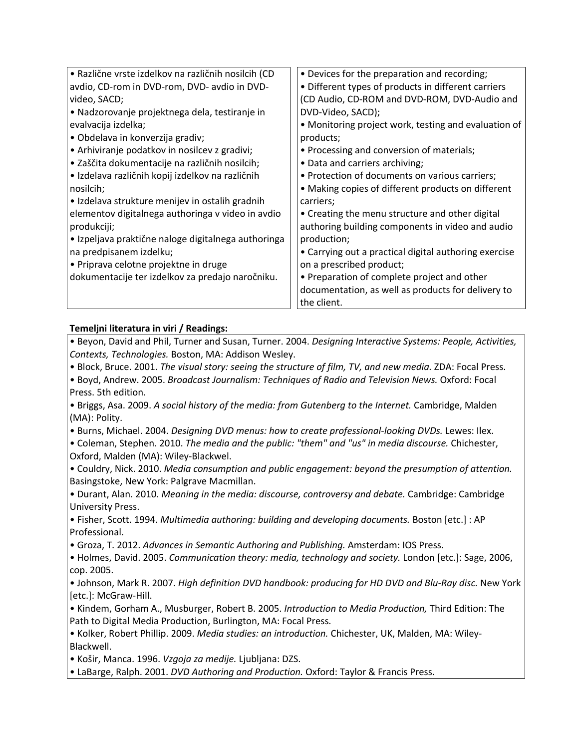| | |
|---|---|
| • Različne vrste izdelkov na različnih nosilcih (CD avdio, CD-rom in DVD-rom, DVD- avdio in DVD-video, SACD;<br>• Nadzorovanje projektnega dela, testiranje in evalvacija izdelka;<br>• Obdelava in konverzija gradiv;<br>• Arhiviranje podatkov in nosilcev z gradivi;<br>• Zaščita dokumentacije na različnih nosilcih;<br>• Izdelava različnih kopij izdelkov na različnih nosilcih;<br>• Izdelava strukture menijev in ostalih gradnih elementov digitalnega authoringa v video in avdio produkciji;<br>• Izpeljava praktične naloge digitalnega authoringa na predpisanem izdelku;<br>• Priprava celotne projektne in druge dokumentacije ter izdelkov za predajo naročniku. | • Devices for the preparation and recording;<br>• Different types of products in different carriers (CD Audio, CD-ROM and DVD-ROM, DVD-Audio and DVD-Video, SACD);<br>• Monitoring project work, testing and evaluation of products;<br>• Processing and conversion of materials;<br>• Data and carriers archiving;<br>• Protection of documents on various carriers;<br>• Making copies of different products on different carriers;<br>• Creating the menu structure and other digital authoring building components in video and audio production;<br>• Carrying out a practical digital authoring exercise on a prescribed product;<br>• Preparation of complete project and other documentation, as well as products for delivery to the client. |

**Temeljni literatura in viri / Readings:**

- Beyon, David and Phil, Turner and Susan, Turner. 2004. *Designing Interactive Systems: People, Activities, Contexts, Technologies.* Boston, MA: Addison Wesley.
- Block, Bruce. 2001. *The visual story: seeing the structure of film, TV, and new media.* ZDA: Focal Press.
- Boyd, Andrew. 2005. *Broadcast Journalism: Techniques of Radio and Television News.* Oxford: Focal Press. 5th edition.
- Briggs, Asa. 2009. *A social history of the media: from Gutenberg to the Internet.* Cambridge, Malden (MA): Polity.
- Burns, Michael. 2004. *Designing DVD menus: how to create professional-looking DVDs.* Lewes: Ilex.
- Coleman, Stephen. 2010. *The media and the public: "them" and "us" in media discourse.* Chichester, Oxford, Malden (MA): Wiley-Blackwel.
- Couldry, Nick. 2010. *Media consumption and public engagement: beyond the presumption of attention.* Basingstoke, New York: Palgrave Macmillan.
- Durant, Alan. 2010. *Meaning in the media: discourse, controversy and debate.* Cambridge: Cambridge University Press.
- Fisher, Scott. 1994. *Multimedia authoring: building and developing documents.* Boston [etc.] : AP Professional.
- Groza, T. 2012. *Advances in Semantic Authoring and Publishing.* Amsterdam: IOS Press.
- Holmes, David. 2005. *Communication theory: media, technology and society.* London [etc.]: Sage, 2006, cop. 2005.
- Johnson, Mark R. 2007. *High definition DVD handbook: producing for HD DVD and Blu-Ray disc.* New York [etc.]: McGraw-Hill.
- Kindem, Gorham A., Musburger, Robert B. 2005. *Introduction to Media Production,* Third Edition: The Path to Digital Media Production, Burlington, MA: Focal Press.
- Kolker, Robert Phillip. 2009. *Media studies: an introduction.* Chichester, UK, Malden, MA: Wiley-Blackwell.
- Košir, Manca. 1996. *Vzgoja za medije.* Ljubljana: DZS.
- LaBarge, Ralph. 2001. *DVD Authoring and Production.* Oxford: Taylor & Francis Press.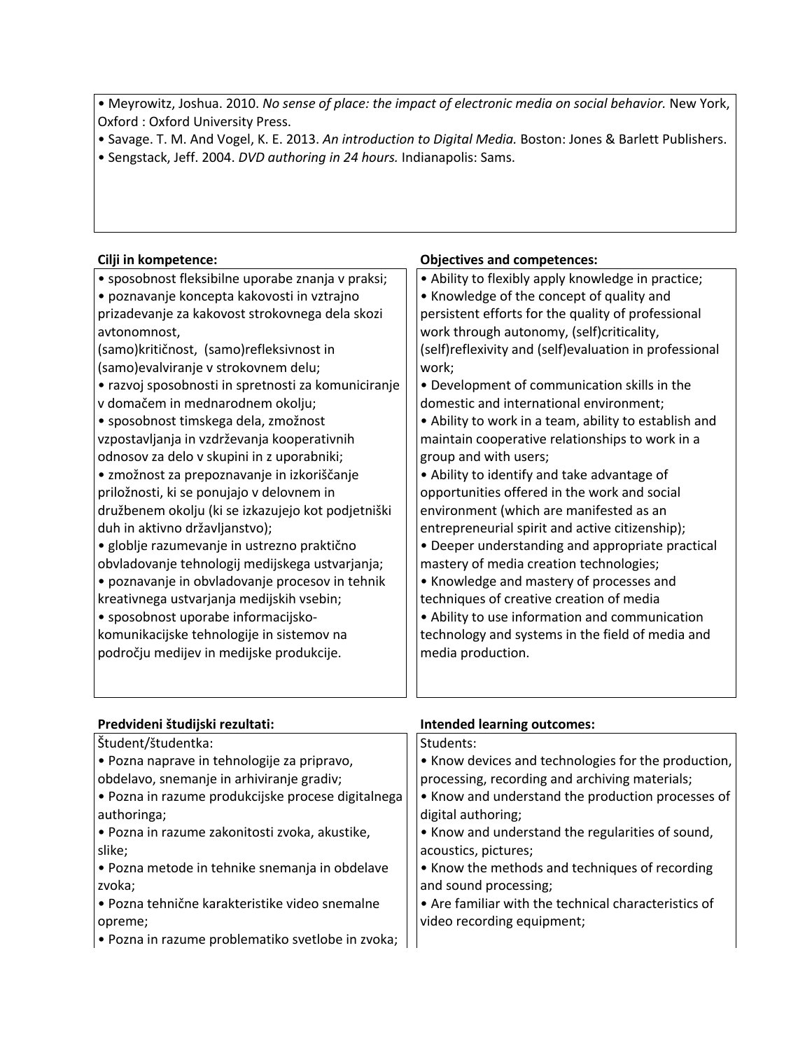• Meyrowitz, Joshua. 2010. *No sense of place: the impact of electronic media on social behavior.* New York, Oxford : Oxford University Press.
• Savage. T. M. And Vogel, K. E. 2013. *An introduction to Digital Media.* Boston: Jones & Barlett Publishers.
• Sengstack, Jeff. 2004. *DVD authoring in 24 hours.* Indianapolis: Sams.

| **Cilji in kompetence:** | **Objectives and competences:** |
| --- | --- |
| • sposobnost fleksibilne uporabe znanja v praksi;<br>• poznavanje koncepta kakovosti in vztrajno prizadevanje za kakovost strokovnega dela skozi avtonomnost, (samo)kritičnost, (samo)refleksivnost in (samo)evalviranje v strokovnem delu;<br>• razvoj sposobnosti in spretnosti za komuniciranje v domačem in mednarodnem okolju;<br>• sposobnost timskega dela, zmožnost vzpostavljanja in vzdrževanja kooperativnih odnosov za delo v skupini in z uporabniki;<br>• zmožnost za prepoznavanje in izkoriščanje priložnosti, ki se ponujajo v delovnem in družbenem okolju (ki se izkazujejo kot podjetniški duh in aktivno državljanstvo);<br>• globlje razumevanje in ustrezno praktično obvladovanje tehnologij medijskega ustvarjanja;<br>• poznavanje in obvladovanje procesov in tehnik kreativnega ustvarjanja medijskih vsebin;<br>• sposobnost uporabe informacijsko-komunikacijske tehnologije in sistemov na področju medijev in medijske produkcije. | • Ability to flexibly apply knowledge in practice;<br>• Knowledge of the concept of quality and persistent efforts for the quality of professional work through autonomy, (self)criticality, (self)reflexivity and (self)evaluation in professional work;<br>• Development of communication skills in the domestic and international environment;<br>• Ability to work in a team, ability to establish and maintain cooperative relationships to work in a group and with users;<br>• Ability to identify and take advantage of opportunities offered in the work and social environment (which are manifested as an entrepreneurial spirit and active citizenship);<br>• Deeper understanding and appropriate practical mastery of media creation technologies;<br>• Knowledge and mastery of processes and techniques of creative creation of media<br>• Ability to use information and communication technology and systems in the field of media and media production. |

| **Predvideni študijski rezultati:** | **Intended learning outcomes:** |
| --- | --- |
| Študent/študentka:<br>• Pozna naprave in tehnologije za pripravo, obdelavo, snemanje in arhiviranje gradiv;<br>• Pozna in razume produkcijske procese digitalnega authoringa;<br>• Pozna in razume zakonitosti zvoka, akustike, slike;<br>• Pozna metode in tehnike snemanja in obdelave zvoka;<br>• Pozna tehnične karakteristike video snemalne opreme;<br>• Pozna in razume problematiko svetlobe in zvoka; | Students:<br>• Know devices and technologies for the production, processing, recording and archiving materials;<br>• Know and understand the production processes of digital authoring;<br>• Know and understand the regularities of sound, acoustics, pictures;<br>• Know the methods and techniques of recording and sound processing;<br>• Are familiar with the technical characteristics of video recording equipment; |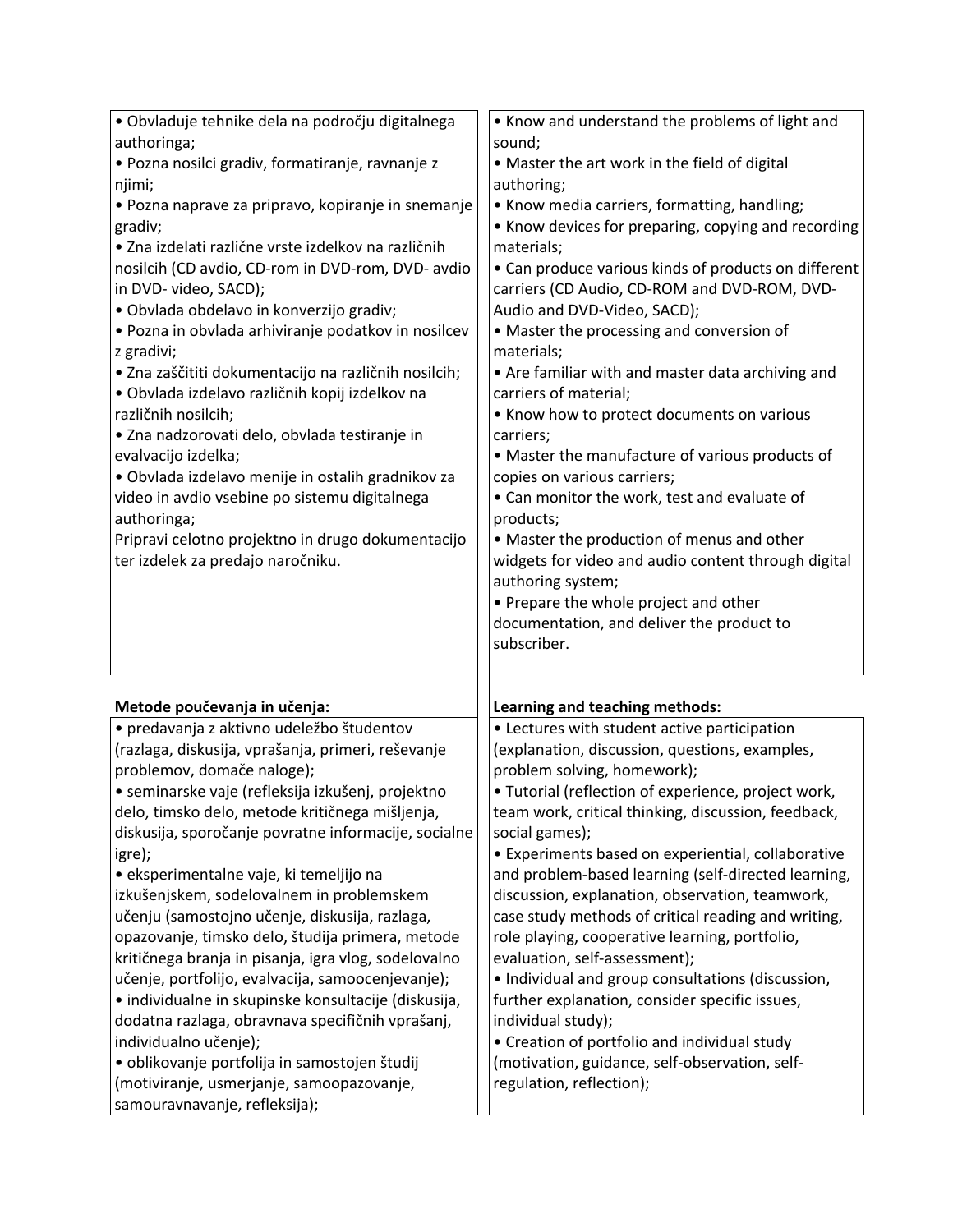| | |
|---|---|
| • Obvladuje tehnike dela na področju digitalnega authoringa;<br>• Pozna nosilci gradiv, formatiranje, ravnanje z njimi;<br>• Pozna naprave za pripravo, kopiranje in snemanje gradiv;<br>• Zna izdelati različne vrste izdelkov na različnih nosilcih (CD avdio, CD-rom in DVD-rom, DVD- avdio in DVD- video, SACD);<br>• Obvlada obdelavo in konverzijo gradiv;<br>• Pozna in obvlada arhiviranje podatkov in nosilcev z gradivi;<br>• Zna zaščititi dokumentacijo na različnih nosilcih;<br>• Obvlada izdelavo različnih kopij izdelkov na različnih nosilcih;<br>• Zna nadzorovati delo, obvlada testiranje in evalvacijo izdelka;<br>• Obvlada izdelavo menije in ostalih gradnikov za video in avdio vsebine po sistemu digitalnega authoringa;<br>Pripravi celotno projektno in drugo dokumentacijo ter izdelek za predajo naročniku. | • Know and understand the problems of light and sound;<br>• Master the art work in the field of digital authoring;<br>• Know media carriers, formatting, handling;<br>• Know devices for preparing, copying and recording materials;<br>• Can produce various kinds of products on different carriers (CD Audio, CD-ROM and DVD-ROM, DVD-Audio and DVD-Video, SACD);<br>• Master the processing and conversion of materials;<br>• Are familiar with and master data archiving and carriers of material;<br>• Know how to protect documents on various carriers;<br>• Master the manufacture of various products of copies on various carriers;<br>• Can monitor the work, test and evaluate of products;<br>• Master the production of menus and other widgets for video and audio content through digital authoring system;<br>• Prepare the whole project and other documentation, and deliver the product to subscriber. |

| **Metode poučevanja in učenja:** | **Learning and teaching methods:** |
|---|---|
| • predavanja z aktivno udeležbo študentov (razlaga, diskusija, vprašanja, primeri, reševanje problemov, domače naloge);<br>• seminarske vaje (refleksija izkušenj, projektno delo, timsko delo, metode kritičnega mišljenja, diskusija, sporočanje povratne informacije, socialne igre);<br>• eksperimentalne vaje, ki temeljijo na izkušenjskem, sodelovalnem in problemskem učenju (samostojno učenje, diskusija, razlaga, opazovanje, timsko delo, študija primera, metode kritičnega branja in pisanja, igra vlog, sodelovalno učenje, portfolijo, evalvacija, samoocenjevanje);<br>• individualne in skupinske konsultacije (diskusija, dodatna razlaga, obravnava specifičnih vprašanj, individualno učenje);<br>• oblikovanje portfolija in samostojen študij (motiviranje, usmerjanje, samoopazovanje, samouravnavanje, refleksija); | • Lectures with student active participation (explanation, discussion, questions, examples, problem solving, homework);<br>• Tutorial (reflection of experience, project work, team work, critical thinking, discussion, feedback, social games);<br>• Experiments based on experiential, collaborative and problem-based learning (self-directed learning, discussion, explanation, observation, teamwork, case study methods of critical reading and writing, role playing, cooperative learning, portfolio, evaluation, self-assessment);<br>• Individual and group consultations (discussion, further explanation, consider specific issues, individual study);<br>• Creation of portfolio and individual study (motivation, guidance, self-observation, self-regulation, reflection); |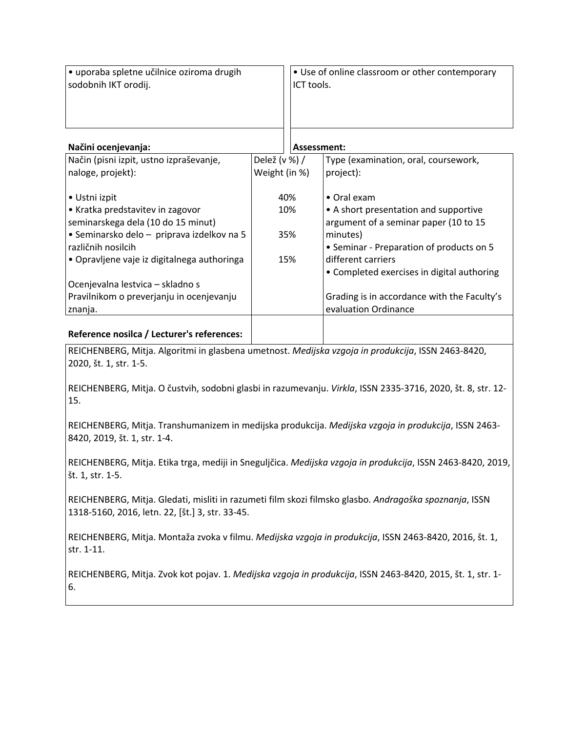| | |
|---|---|
| • uporaba spletne učilnice oziroma drugih sodobnih IKT orodij. | • Use of online classroom or other contemporary ICT tools. |

| **Načini ocenjevanja:** | | **Assessment:** |
|---|---|---|
| Način (pisni izpit, ustno izpraševanje, naloge, projekt): | Delež (v %) / Weight (in %) | Type (examination, oral, coursework, project): |
| • Ustni izpit | 40% | • Oral exam |
| • Kratka predstavitev in zagovor seminarskega dela (10 do 15 minut) | 10% | • A short presentation and supportive argument of a seminar paper (10 to 15 minutes) |
| • Seminarsko delo – priprava izdelkov na 5 različnih nosilcih | 35% | • Seminar - Preparation of products on 5 different carriers |
| • Opravljene vaje iz digitalnega authoringa | 15% | • Completed exercises in digital authoring |
| Ocenjevalna lestvica – skladno s Pravilnikom o preverjanju in ocenjevanju znanja. | | Grading is in accordance with the Faculty's evaluation Ordinance |

**Reference nosilca / Lecturer's references:**

REICHENBERG, Mitja. Algoritmi in glasbena umetnost. *Medijska vzgoja in produkcija*, ISSN 2463-8420, 2020, št. 1, str. 1-5.

REICHENBERG, Mitja. O čustvih, sodobni glasbi in razumevanju. *Virkla*, ISSN 2335-3716, 2020, št. 8, str. 12-15.

REICHENBERG, Mitja. Transhumanizem in medijska produkcija. *Medijska vzgoja in produkcija*, ISSN 2463-8420, 2019, št. 1, str. 1-4.

REICHENBERG, Mitja. Etika trga, mediji in Sneguljčica. *Medijska vzgoja in produkcija*, ISSN 2463-8420, 2019, št. 1, str. 1-5.

REICHENBERG, Mitja. Gledati, misliti in razumeti film skozi filmsko glasbo. *Andragoška spoznanja*, ISSN 1318-5160, 2016, letn. 22, [št.] 3, str. 33-45.

REICHENBERG, Mitja. Montaža zvoka v filmu. *Medijska vzgoja in produkcija*, ISSN 2463-8420, 2016, št. 1, str. 1-11.

REICHENBERG, Mitja. Zvok kot pojav. 1. *Medijska vzgoja in produkcija*, ISSN 2463-8420, 2015, št. 1, str. 1-6.